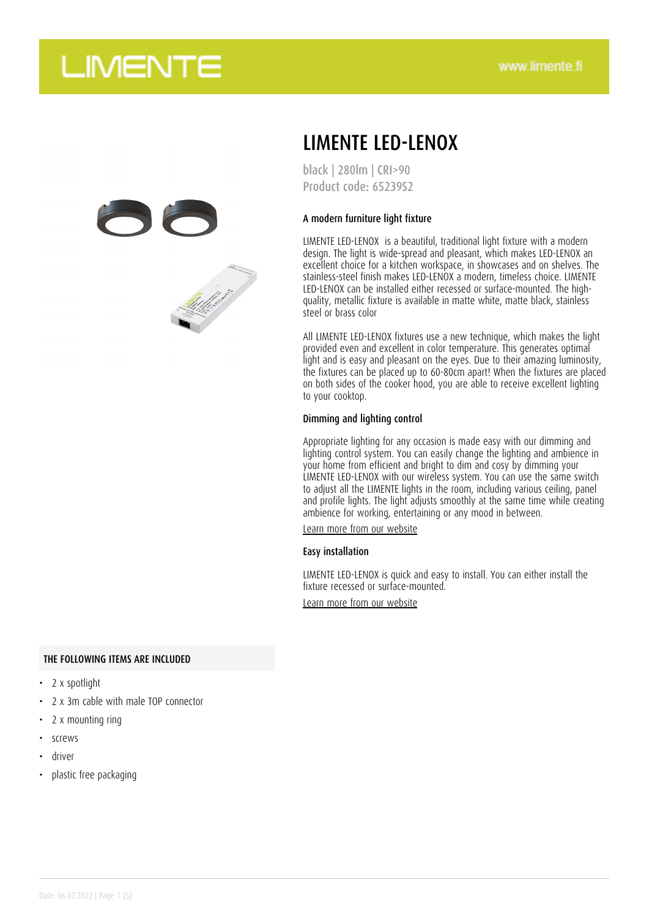LIMENTE

www.limente.fi

# LIMENTE LED-LENOX

black | 280lm | CRI>90
Product code: 65239S2

### A modern furniture light fixture

LIMENTE LED-LENOX  is a beautiful, traditional light fixture with a modern design. The light is wide-spread and pleasant, which makes LED-LENOX an excellent choice for a kitchen workspace, in showcases and on shelves. The stainless-steel finish makes LED-LENOX a modern, timeless choice. LIMENTE LED-LENOX can be installed either recessed or surface-mounted. The high-quality, metallic fixture is available in matte white, matte black, stainless steel or brass color

All LIMENTE LED-LENOX fixtures use a new technique, which makes the light provided even and excellent in color temperature. This generates optimal light and is easy and pleasant on the eyes. Due to their amazing luminosity, the fixtures can be placed up to 60-80cm apart! When the fixtures are placed on both sides of the cooker hood, you are able to receive excellent lighting to your cooktop.

### Dimming and lighting control

Appropriate lighting for any occasion is made easy with our dimming and lighting control system. You can easily change the lighting and ambience in your home from efficient and bright to dim and cosy by dimming your LIMENTE LED-LENOX with our wireless system. You can use the same switch to adjust all the LIMENTE lights in the room, including various ceiling, panel and profile lights. The light adjusts smoothly at the same time while creating ambience for working, entertaining or any mood in between.

Learn more from our website

### Easy installation

LIMENTE LED-LENOX is quick and easy to install. You can either install the fixture recessed or surface-mounted.

Learn more from our website

### THE FOLLOWING ITEMS ARE INCLUDED

- 2 x spotlight
- 2 x 3m cable with male TOP connector
- 2 x mounting ring
- screws
- driver
- plastic free packaging

Date: 06.07.2022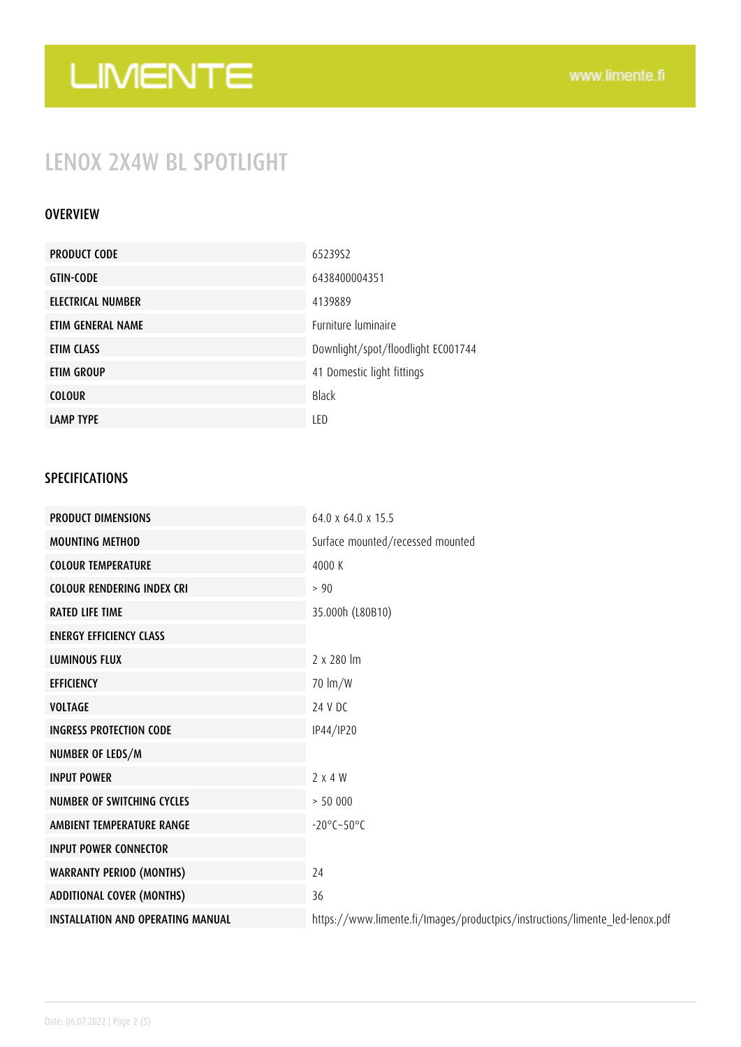# LENOX 2X4W BL SPOTLIGHT

## OVERVIEW

| | |
|---|---|
| **PRODUCT CODE** | 65239S2 |
| **GTIN-CODE** | 6438400004351 |
| **ELECTRICAL NUMBER** | 4139889 |
| **ETIM GENERAL NAME** | Furniture luminaire |
| **ETIM CLASS** | Downlight/spot/floodlight EC001744 |
| **ETIM GROUP** | 41 Domestic light fittings |
| **COLOUR** | Black |
| **LAMP TYPE** | LED |

## SPECIFICATIONS

| | |
|---|---|
| **PRODUCT DIMENSIONS** | 64.0 x 64.0 x 15.5 |
| **MOUNTING METHOD** | Surface mounted/recessed mounted |
| **COLOUR TEMPERATURE** | 4000 K |
| **COLOUR RENDERING INDEX CRI** | > 90 |
| **RATED LIFE TIME** | 35.000h (L80B10) |
| **ENERGY EFFICIENCY CLASS** | |
| **LUMINOUS FLUX** | 2 x 280 lm |
| **EFFICIENCY** | 70 lm/W |
| **VOLTAGE** | 24 V DC |
| **INGRESS PROTECTION CODE** | IP44/IP20 |
| **NUMBER OF LEDS/M** | |
| **INPUT POWER** | 2 x 4 W |
| **NUMBER OF SWITCHING CYCLES** | > 50 000 |
| **AMBIENT TEMPERATURE RANGE** | -20°C~50°C |
| **INPUT POWER CONNECTOR** | |
| **WARRANTY PERIOD (MONTHS)** | 24 |
| **ADDITIONAL COVER (MONTHS)** | 36 |
| **INSTALLATION AND OPERATING MANUAL** | https://www.limente.fi/Images/productpics/instructions/limente_led-lenox.pdf |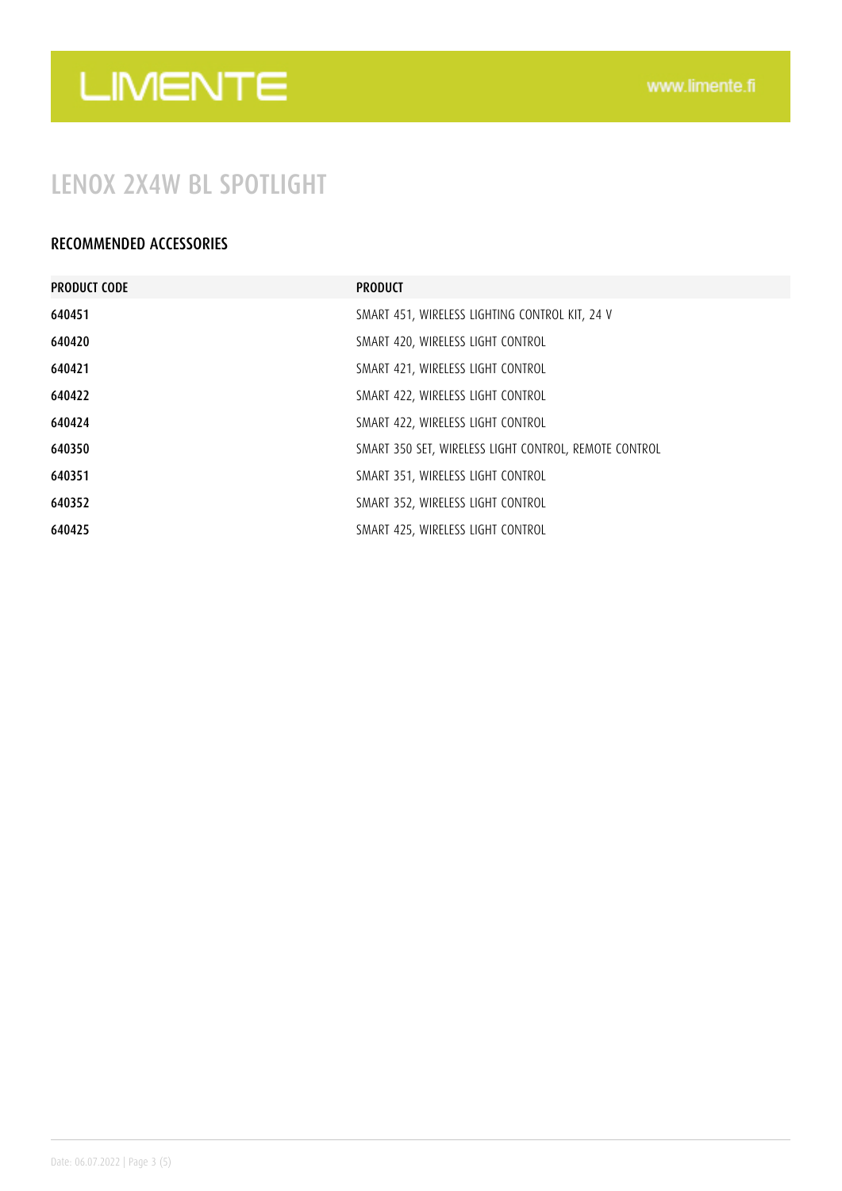# LENOX 2X4W BL SPOTLIGHT

## RECOMMENDED ACCESSORIES

| PRODUCT CODE | PRODUCT |
|---|---|
| 640451 | SMART 451, WIRELESS LIGHTING CONTROL KIT, 24 V |
| 640420 | SMART 420, WIRELESS LIGHT CONTROL |
| 640421 | SMART 421, WIRELESS LIGHT CONTROL |
| 640422 | SMART 422, WIRELESS LIGHT CONTROL |
| 640424 | SMART 422, WIRELESS LIGHT CONTROL |
| 640350 | SMART 350 SET, WIRELESS LIGHT CONTROL, REMOTE CONTROL |
| 640351 | SMART 351, WIRELESS LIGHT CONTROL |
| 640352 | SMART 352, WIRELESS LIGHT CONTROL |
| 640425 | SMART 425, WIRELESS LIGHT CONTROL |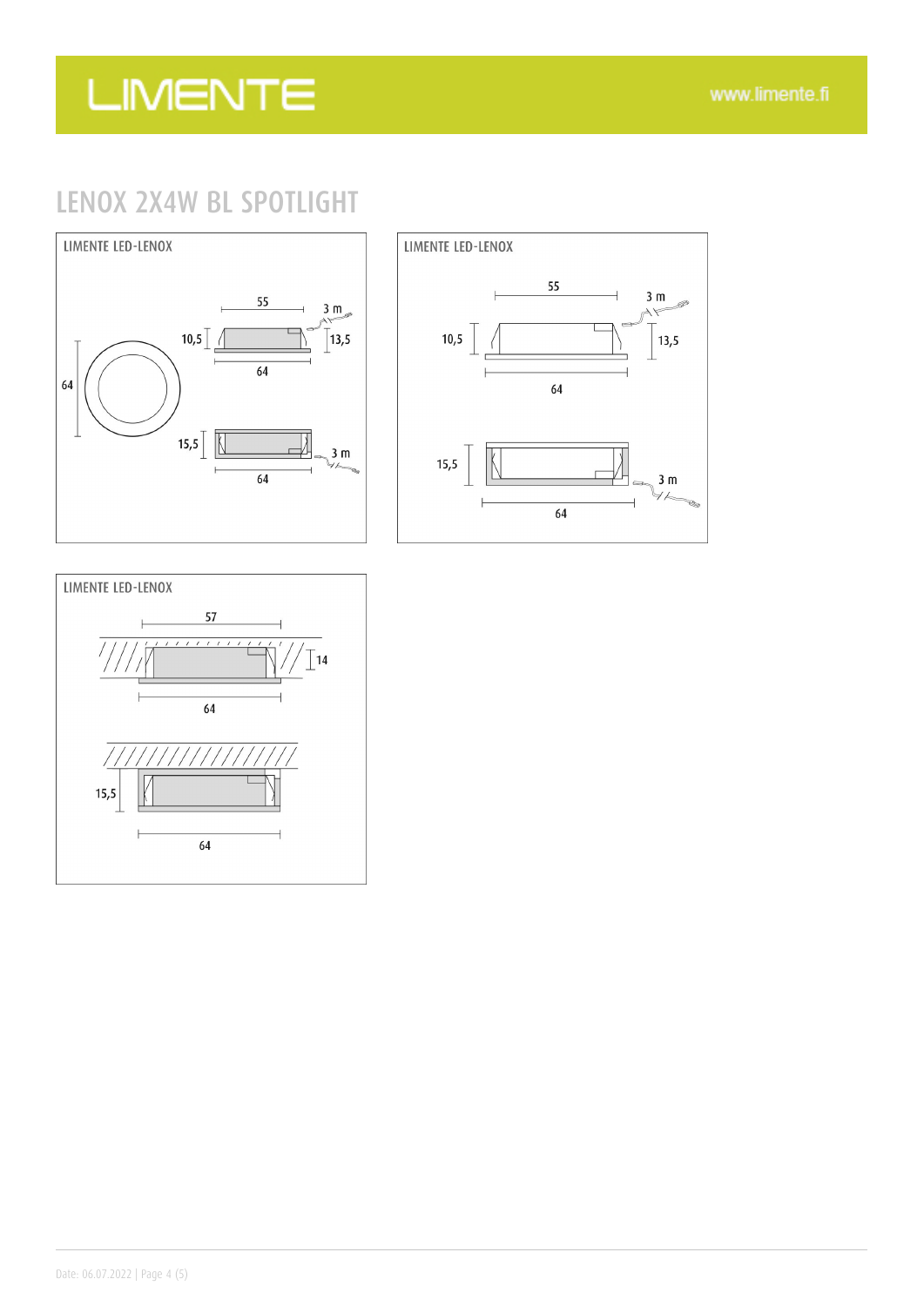# LENOX 2X4W BL SPOTLIGHT

LIMENTE LED-LENOX

55

3 m

10,5

13,5

64

64

15,5

3 m

64

LIMENTE LED-LENOX

55

3 m

10,5

13,5

64

15,5

3 m

64

LIMENTE LED-LENOX

57

14

64

15,5

64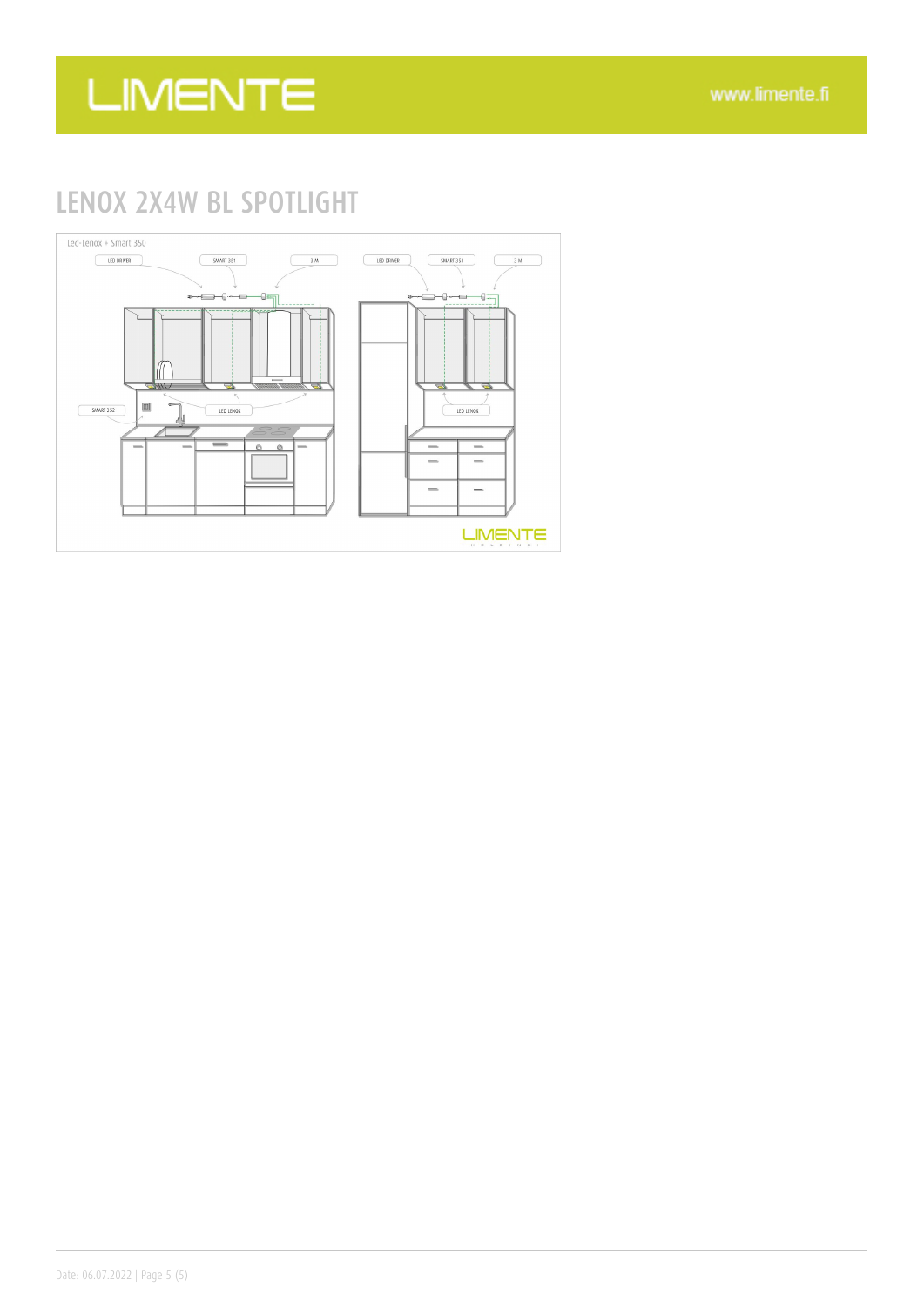# LENOX 2X4W BL SPOTLIGHT

Led-Lenox + Smart 350

LED DRIVER

SMART 351

3 M

LED DRIVER

SMART 351

3 M

SMART 352

LED LENOX

LED LENOX

LIMENTE

HELSINKI